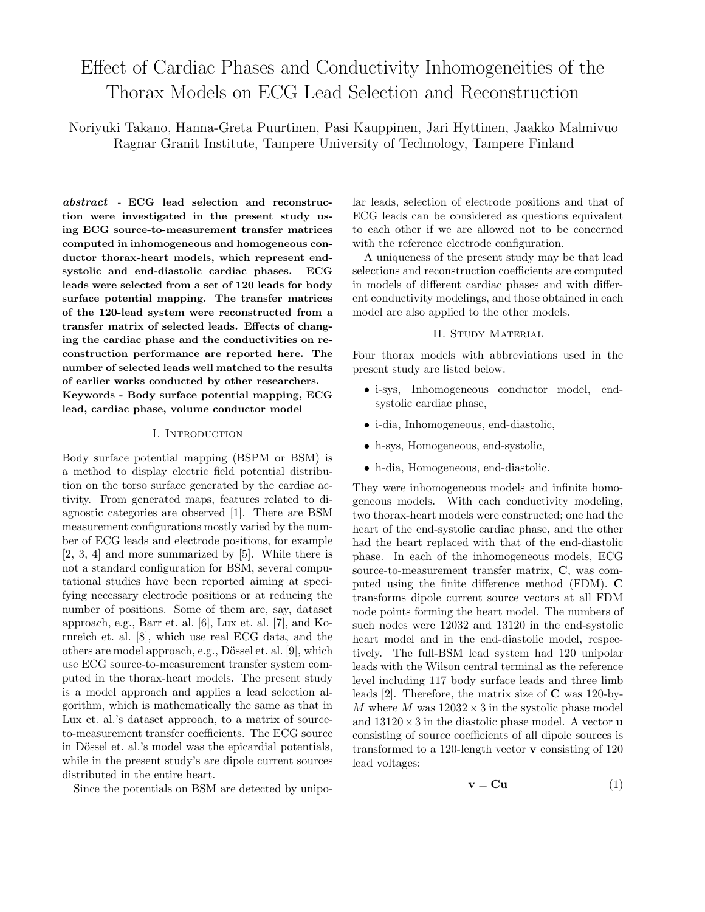# Effect of Cardiac Phases and Conductivity Inhomogeneities of the Thorax Models on ECG Lead Selection and Reconstruction

Noriyuki Takano, Hanna-Greta Puurtinen, Pasi Kauppinen, Jari Hyttinen, Jaakko Malmivuo
Ragnar Granit Institute, Tampere University of Technology, Tampere Finland

***abstract*** - **ECG lead selection and reconstruction were investigated in the present study using ECG source-to-measurement transfer matrices computed in inhomogeneous and homogeneous conductor thorax-heart models, which represent end-systolic and end-diastolic cardiac phases. ECG leads were selected from a set of 120 leads for body surface potential mapping. The transfer matrices of the 120-lead system were reconstructed from a transfer matrix of selected leads. Effects of changing the cardiac phase and the conductivities on reconstruction performance are reported here. The number of selected leads well matched to the results of earlier works conducted by other researchers.**

**Keywords - Body surface potential mapping, ECG lead, cardiac phase, volume conductor model**

## I. Introduction

Body surface potential mapping (BSPM or BSM) is a method to display electric field potential distribution on the torso surface generated by the cardiac activity. From generated maps, features related to diagnostic categories are observed [1]. There are BSM measurement configurations mostly varied by the number of ECG leads and electrode positions, for example [2, 3, 4] and more summarized by [5]. While there is not a standard configuration for BSM, several computational studies have been reported aiming at specifying necessary electrode positions or at reducing the number of positions. Some of them are, say, dataset approach, e.g., Barr et. al. [6], Lux et. al. [7], and Kornreich et. al. [8], which use real ECG data, and the others are model approach, e.g., Dössel et. al. [9], which use ECG source-to-measurement transfer system computed in the thorax-heart models. The present study is a model approach and applies a lead selection algorithm, which is mathematically the same as that in Lux et. al.'s dataset approach, to a matrix of source-to-measurement transfer coefficients. The ECG source in Dössel et. al.'s model was the epicardial potentials, while in the present study's are dipole current sources distributed in the entire heart.

Since the potentials on BSM are detected by unipolar leads, selection of electrode positions and that of ECG leads can be considered as questions equivalent to each other if we are allowed not to be concerned with the reference electrode configuration.

A uniqueness of the present study may be that lead selections and reconstruction coefficients are computed in models of different cardiac phases and with different conductivity modelings, and those obtained in each model are also applied to the other models.

## II. Study Material

Four thorax models with abbreviations used in the present study are listed below.

- i-sys, Inhomogeneous conductor model, end-systolic cardiac phase,
- i-dia, Inhomogeneous, end-diastolic,
- h-sys, Homogeneous, end-systolic,
- h-dia, Homogeneous, end-diastolic.

They were inhomogeneous models and infinite homogeneous models. With each conductivity modeling, two thorax-heart models were constructed; one had the heart of the end-systolic cardiac phase, and the other had the heart replaced with that of the end-diastolic phase. In each of the inhomogeneous models, ECG source-to-measurement transfer matrix, **C**, was computed using the finite difference method (FDM). **C** transforms dipole current source vectors at all FDM node points forming the heart model. The numbers of such nodes were 12032 and 13120 in the end-systolic heart model and in the end-diastolic model, respectively. The full-BSM lead system had 120 unipolar leads with the Wilson central terminal as the reference level including 117 body surface leads and three limb leads [2]. Therefore, the matrix size of **C** was 120-by-$M$ where $M$ was $12032 \times 3$ in the systolic phase model and $13120 \times 3$ in the diastolic phase model. A vector **u** consisting of source coefficients of all dipole sources is transformed to a 120-length vector **v** consisting of 120 lead voltages:

$$\mathbf{v} = \mathbf{C}\mathbf{u} \tag{1}$$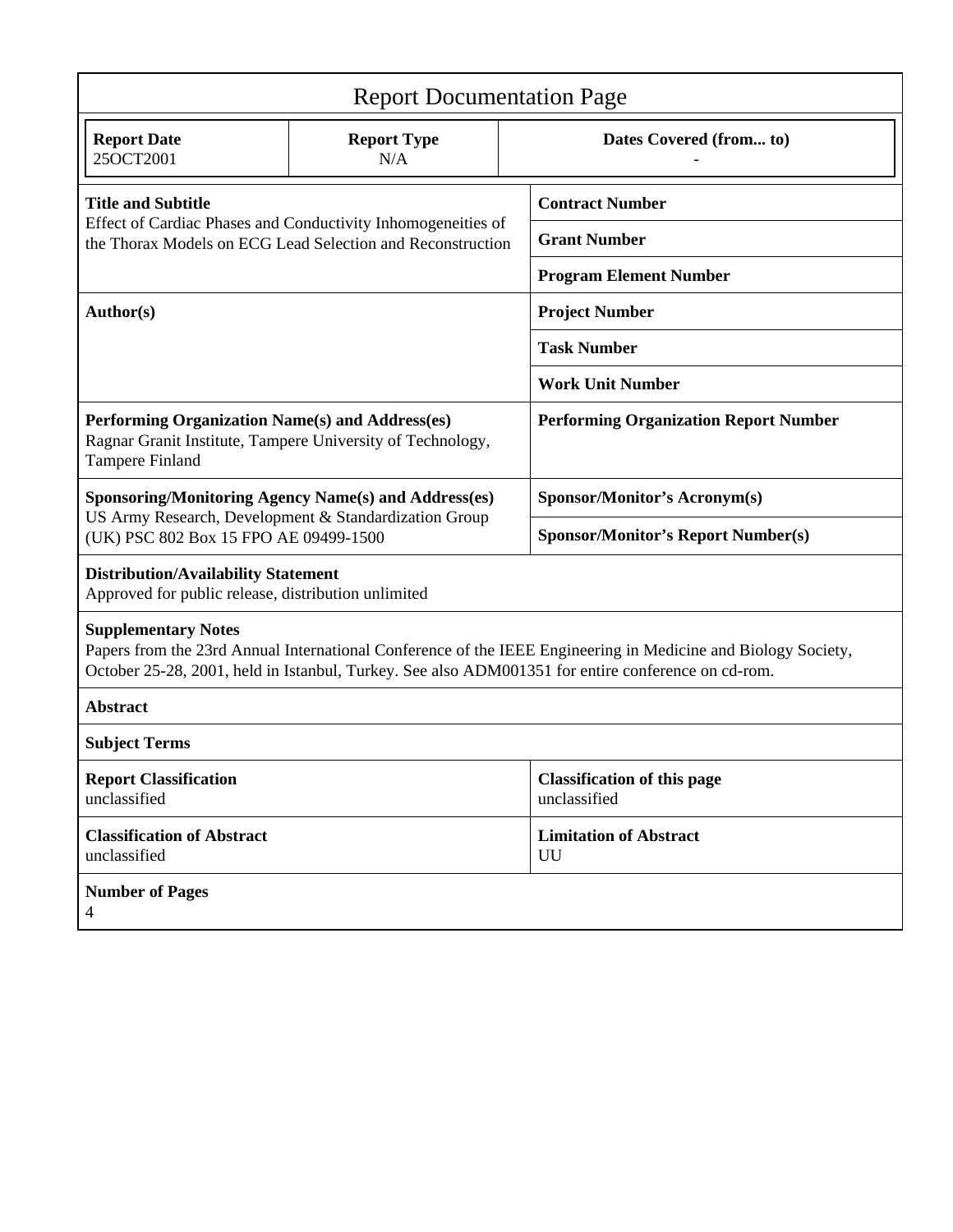# Report Documentation Page

| Report Date | Report Type | Dates Covered (from... to) |
|---|---|---|
| 25OCT2001 | N/A | - |

| | |
|---|---|
| **Title and Subtitle**<br>Effect of Cardiac Phases and Conductivity Inhomogeneities of the Thorax Models on ECG Lead Selection and Reconstruction | **Contract Number** |
| | **Grant Number** |
| | **Program Element Number** |
| **Author(s)** | **Project Number** |
| | **Task Number** |
| | **Work Unit Number** |
| **Performing Organization Name(s) and Address(es)**<br>Ragnar Granit Institute, Tampere University of Technology, Tampere Finland | **Performing Organization Report Number** |
| **Sponsoring/Monitoring Agency Name(s) and Address(es)**<br>US Army Research, Development & Standardization Group (UK) PSC 802 Box 15 FPO AE 09499-1500 | **Sponsor/Monitor's Acronym(s)** |
| | **Sponsor/Monitor's Report Number(s)** |

**Distribution/Availability Statement**
Approved for public release, distribution unlimited

**Supplementary Notes**
Papers from the 23rd Annual International Conference of the IEEE Engineering in Medicine and Biology Society, October 25-28, 2001, held in Istanbul, Turkey. See also ADM001351 for entire conference on cd-rom.

**Abstract**

**Subject Terms**

| | |
|---|---|
| **Report Classification**<br>unclassified | **Classification of this page**<br>unclassified |
| **Classification of Abstract**<br>unclassified | **Limitation of Abstract**<br>UU |

**Number of Pages**
4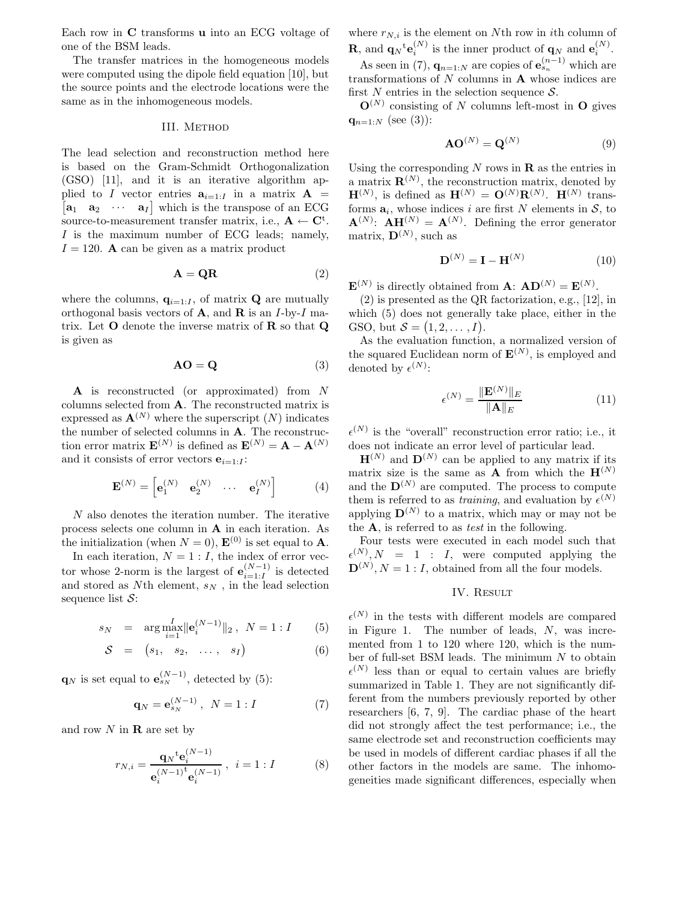Each row in $\mathbf{C}$ transforms $\mathbf{u}$ into an ECG voltage of one of the BSM leads.

The transfer matrices in the homogeneous models were computed using the dipole field equation [10], but the source points and the electrode locations were the same as in the inhomogeneous models.

## III. Method

The lead selection and reconstruction method here is based on the Gram-Schmidt Orthogonalization (GSO) [11], and it is an iterative algorithm applied to $I$ vector entries $\mathbf{a}_{i=1:I}$ in a matrix $\mathbf{A} = \begin{bmatrix}\mathbf{a}_1 & \mathbf{a}_2 & \cdots & \mathbf{a}_I\end{bmatrix}$ which is the transpose of an ECG source-to-measurement transfer matrix, i.e., $\mathbf{A} \leftarrow \mathbf{C}^{\mathrm{t}}$. $I$ is the maximum number of ECG leads; namely, $I = 120$. $\mathbf{A}$ can be given as a matrix product

$$\mathbf{A} = \mathbf{Q}\mathbf{R} \tag{2}$$

where the columns, $\mathbf{q}_{i=1:I}$, of matrix $\mathbf{Q}$ are mutually orthogonal basis vectors of $\mathbf{A}$, and $\mathbf{R}$ is an $I$-by-$I$ matrix. Let $\mathbf{O}$ denote the inverse matrix of $\mathbf{R}$ so that $\mathbf{Q}$ is given as

$$\mathbf{A}\mathbf{O} = \mathbf{Q} \tag{3}$$

$\mathbf{A}$ is reconstructed (or approximated) from $N$ columns selected from $\mathbf{A}$. The reconstructed matrix is expressed as $\mathbf{A}^{(N)}$ where the superscript $(N)$ indicates the number of selected columns in $\mathbf{A}$. The reconstruction error matrix $\mathbf{E}^{(N)}$ is defined as $\mathbf{E}^{(N)} = \mathbf{A} - \mathbf{A}^{(N)}$ and it consists of error vectors $\mathbf{e}_{i=1:I}$:

$$\mathbf{E}^{(N)} = \begin{bmatrix}\mathbf{e}_1^{(N)} & \mathbf{e}_2^{(N)} & \cdots & \mathbf{e}_I^{(N)}\end{bmatrix} \tag{4}$$

$N$ also denotes the iteration number. The iterative process selects one column in $\mathbf{A}$ in each iteration. As the initialization (when $N = 0$), $\mathbf{E}^{(0)}$ is set equal to $\mathbf{A}$.

In each iteration, $N = 1 : I$, the index of error vector whose 2-norm is the largest of $\mathbf{e}_{i=1:I}^{(N-1)}$ is detected and stored as $N$th element, $s_N$, in the lead selection sequence list $\mathcal{S}$:

$$s_N = \arg\max_{i=1}^{I} \|\mathbf{e}_i^{(N-1)}\|_2, \quad N = 1 : I \tag{5}$$

$$\mathcal{S} = \begin{pmatrix} s_1, & s_2, & \ldots, & s_I \end{pmatrix} \tag{6}$$

$\mathbf{q}_N$ is set equal to $\mathbf{e}_{s_N}^{(N-1)}$, detected by (5):

$$\mathbf{q}_N = \mathbf{e}_{s_N}^{(N-1)}, \quad N = 1 : I \tag{7}$$

and row $N$ in $\mathbf{R}$ are set by

$$r_{N,i} = \frac{\mathbf{q}_N{}^{\mathrm{t}}\mathbf{e}_i^{(N-1)}}{\mathbf{e}_i^{(N-1)\mathrm{t}}\mathbf{e}_i^{(N-1)}}, \quad i = 1 : I \tag{8}$$

where $r_{N,i}$ is the element on $N$th row in $i$th column of $\mathbf{R}$, and $\mathbf{q}_N{}^{\mathrm{t}}\mathbf{e}_i^{(N)}$ is the inner product of $\mathbf{q}_N$ and $\mathbf{e}_i^{(N)}$.

As seen in (7), $\mathbf{q}_{n=1:N}$ are copies of $\mathbf{e}_{s_n}^{(n-1)}$ which are transformations of $N$ columns in $\mathbf{A}$ whose indices are first $N$ entries in the selection sequence $\mathcal{S}$.

$\mathbf{O}^{(N)}$ consisting of $N$ columns left-most in $\mathbf{O}$ gives $\mathbf{q}_{n=1:N}$ (see (3)):

$$\mathbf{A}\mathbf{O}^{(N)} = \mathbf{Q}^{(N)} \tag{9}$$

Using the corresponding $N$ rows in $\mathbf{R}$ as the entries in a matrix $\mathbf{R}^{(N)}$, the reconstruction matrix, denoted by $\mathbf{H}^{(N)}$, is defined as $\mathbf{H}^{(N)} = \mathbf{O}^{(N)}\mathbf{R}^{(N)}$. $\mathbf{H}^{(N)}$ transforms $\mathbf{a}_i$, whose indices $i$ are first $N$ elements in $\mathcal{S}$, to $\mathbf{A}^{(N)}$: $\mathbf{A}\mathbf{H}^{(N)} = \mathbf{A}^{(N)}$. Defining the error generator matrix, $\mathbf{D}^{(N)}$, such as

$$\mathbf{D}^{(N)} = \mathbf{I} - \mathbf{H}^{(N)} \tag{10}$$

$\mathbf{E}^{(N)}$ is directly obtained from $\mathbf{A}$: $\mathbf{A}\mathbf{D}^{(N)} = \mathbf{E}^{(N)}$.

(2) is presented as the QR factorization, e.g., [12], in which (5) does not generally take place, either in the GSO, but $\mathcal{S} = \begin{pmatrix}1, 2, \ldots, I\end{pmatrix}$.

As the evaluation function, a normalized version of the squared Euclidean norm of $\mathbf{E}^{(N)}$, is employed and denoted by $\epsilon^{(N)}$:

$$\epsilon^{(N)} = \frac{\|\mathbf{E}^{(N)}\|_E}{\|\mathbf{A}\|_E} \tag{11}$$

$\epsilon^{(N)}$ is the "overall" reconstruction error ratio; i.e., it does not indicate an error level of particular lead.

$\mathbf{H}^{(N)}$ and $\mathbf{D}^{(N)}$ can be applied to any matrix if its matrix size is the same as $\mathbf{A}$ from which the $\mathbf{H}^{(N)}$ and the $\mathbf{D}^{(N)}$ are computed. The process to compute them is referred to as *training*, and evaluation by $\epsilon^{(N)}$ applying $\mathbf{D}^{(N)}$ to a matrix, which may or may not be the $\mathbf{A}$, is referred to as *test* in the following.

Four tests were executed in each model such that $\epsilon^{(N)}, N = 1 : I$, were computed applying the $\mathbf{D}^{(N)}, N = 1 : I$, obtained from all the four models.

## IV. Result

$\epsilon^{(N)}$ in the tests with different models are compared in Figure 1. The number of leads, $N$, was incremented from 1 to 120 where 120, which is the number of full-set BSM leads. The minimum $N$ to obtain $\epsilon^{(N)}$ less than or equal to certain values are briefly summarized in Table 1. They are not significantly different from the numbers previously reported by other researchers [6, 7, 9]. The cardiac phase of the heart did not strongly affect the test performance; i.e., the same electrode set and reconstruction coefficients may be used in models of different cardiac phases if all the other factors in the models are same. The inhomogeneities made significant differences, especially when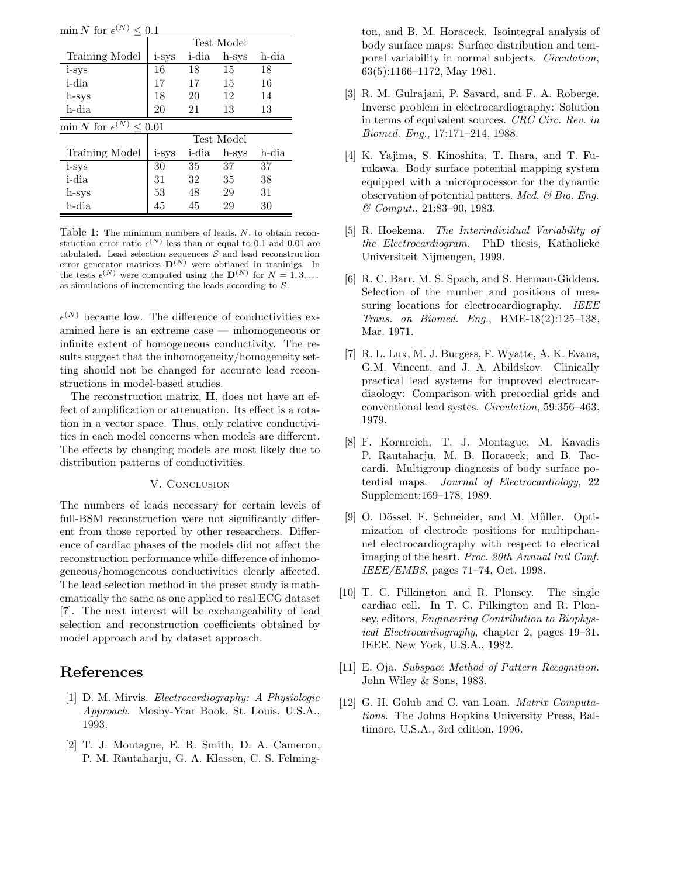$\min N$ for $\epsilon^{(N)} \leq 0.1$

| Training Model | Test Model | | | |
|---|---|---|---|---|
| | i-sys | i-dia | h-sys | h-dia |
| i-sys | 16 | 18 | 15 | 18 |
| i-dia | 17 | 17 | 15 | 16 |
| h-sys | 18 | 20 | 12 | 14 |
| h-dia | 20 | 21 | 13 | 13 |

$\min N$ for $\epsilon^{(N)} \leq 0.01$

| Training Model | Test Model | | | |
|---|---|---|---|---|
| | i-sys | i-dia | h-sys | h-dia |
| i-sys | 30 | 35 | 37 | 37 |
| i-dia | 31 | 32 | 35 | 38 |
| h-sys | 53 | 48 | 29 | 31 |
| h-dia | 45 | 45 | 29 | 30 |

Table 1: The minimum numbers of leads, $N$, to obtain reconstruction error ratio $\epsilon^{(N)}$ less than or equal to 0.1 and 0.01 are tabulated. Lead selection sequences $\mathcal{S}$ and lead reconstruction error generator matrices $\mathbf{D}^{(N)}$ were obtianed in traninigs. In the tests $\epsilon^{(N)}$ were computed using the $\mathbf{D}^{(N)}$ for $N = 1, 3, \ldots$ as simulations of incrementing the leads according to $\mathcal{S}$.

$\epsilon^{(N)}$ became low. The difference of conductivities examined here is an extreme case — inhomogeneous or infinite extent of homogeneous conductivity. The results suggest that the inhomogeneity/homogeneity setting should not be changed for accurate lead reconstructions in model-based studies.

The reconstruction matrix, $\mathbf{H}$, does not have an effect of amplification or attenuation. Its effect is a rotation in a vector space. Thus, only relative conductivities in each model concerns when models are different. The effects by changing models are most likely due to distribution patterns of conductivities.

## V. Conclusion

The numbers of leads necessary for certain levels of full-BSM reconstruction were not significantly different from those reported by other researchers. Difference of cardiac phases of the models did not affect the reconstruction performance while difference of inhomogeneous/homogeneous conductivities clearly affected. The lead selection method in the preset study is mathematically the same as one applied to real ECG dataset [7]. The next interest will be exchangeability of lead selection and reconstruction coefficients obtained by model approach and by dataset approach.

# References

[1] D. M. Mirvis. *Electrocardiography: A Physiologic Approach*. Mosby-Year Book, St. Louis, U.S.A., 1993.

[2] T. J. Montague, E. R. Smith, D. A. Cameron, P. M. Rautaharju, G. A. Klassen, C. S. Felmington, and B. M. Horaceck. Isointegral analysis of body surface maps: Surface distribution and temporal variability in normal subjects. *Circulation*, 63(5):1166–1172, May 1981.

[3] R. M. Gulrajani, P. Savard, and F. A. Roberge. Inverse problem in electrocardiography: Solution in terms of equivalent sources. *CRC Circ. Rev. in Biomed. Eng.*, 17:171–214, 1988.

[4] K. Yajima, S. Kinoshita, T. Ihara, and T. Furukawa. Body surface potential mapping system equipped with a microprocessor for the dynamic observation of potential patters. *Med. & Bio. Eng. & Comput.*, 21:83–90, 1983.

[5] R. Hoekema. *The Interindividual Variability of the Electrocardiogram*. PhD thesis, Katholieke Universiteit Nijmengen, 1999.

[6] R. C. Barr, M. S. Spach, and S. Herman-Giddens. Selection of the number and positions of measuring locations for electrocardiography. *IEEE Trans. on Biomed. Eng.*, BME-18(2):125–138, Mar. 1971.

[7] R. L. Lux, M. J. Burgess, F. Wyatte, A. K. Evans, G.M. Vincent, and J. A. Abildskov. Clinically practical lead systems for improved electrocardiaology: Comparison with precordial grids and conventional lead systes. *Circulation*, 59:356–463, 1979.

[8] F. Kornreich, T. J. Montague, M. Kavadis P. Rautaharju, M. B. Horaceck, and B. Taccardi. Multigroup diagnosis of body surface potential maps. *Journal of Electrocardiology*, 22 Supplement:169–178, 1989.

[9] O. Dössel, F. Schneider, and M. Müller. Optimization of electrode positions for multipchannel electrocardiography with respect to elecrical imaging of the heart. *Proc. 20th Annual Intl Conf. IEEE/EMBS*, pages 71–74, Oct. 1998.

[10] T. C. Pilkington and R. Plonsey. The single cardiac cell. In T. C. Pilkington and R. Plonsey, editors, *Engineering Contribution to Biophysical Electrocardiography*, chapter 2, pages 19–31. IEEE, New York, U.S.A., 1982.

[11] E. Oja. *Subspace Method of Pattern Recognition*. John Wiley & Sons, 1983.

[12] G. H. Golub and C. van Loan. *Matrix Computations*. The Johns Hopkins University Press, Baltimore, U.S.A., 3rd edition, 1996.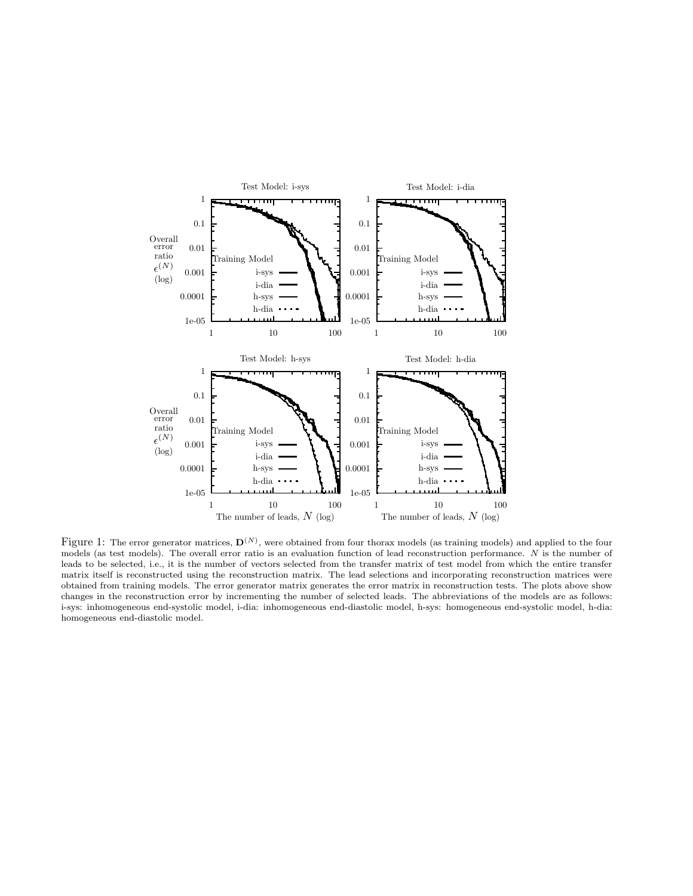Test Model: i-sys

Overall error ratio $\epsilon^{(N)}$ (log)

1
0.1
0.01
0.001
0.0001
1e-05

Training Model
i-sys
i-dia
h-sys
h-dia

1
10
100

Test Model: i-dia

1
0.1
0.01
0.001
0.0001
1e-05

Training Model
i-sys
i-dia
h-sys
h-dia

1
10
100

Test Model: h-sys

Overall error ratio $\epsilon^{(N)}$ (log)

1
0.1
0.01
0.001
0.0001
1e-05

Training Model
i-sys
i-dia
h-sys
h-dia

1
10
100

The number of leads, $N$ (log)

Test Model: h-dia

1
0.1
0.01
0.001
0.0001
1e-05

Training Model
i-sys
i-dia
h-sys
h-dia

1
10
100

The number of leads, $N$ (log)

Figure 1: The error generator matrices, $\mathbf{D}^{(N)}$, were obtained from four thorax models (as training models) and applied to the four models (as test models). The overall error ratio is an evaluation function of lead reconstruction performance. $N$ is the number of leads to be selected, i.e., it is the number of vectors selected from the transfer matrix of test model from which the entire transfer matrix itself is reconstructed using the reconstruction matrix. The lead selections and incorporating reconstruction matrices were obtained from training models. The error generator matrix generates the error matrix in reconstruction tests. The plots above show changes in the reconstruction error by incrementing the number of selected leads. The abbreviations of the models are as follows: i-sys: inhomogeneous end-systolic model, i-dia: inhomogeneous end-diastolic model, h-sys: homogeneous end-systolic model, h-dia: homogeneous end-diastolic model.